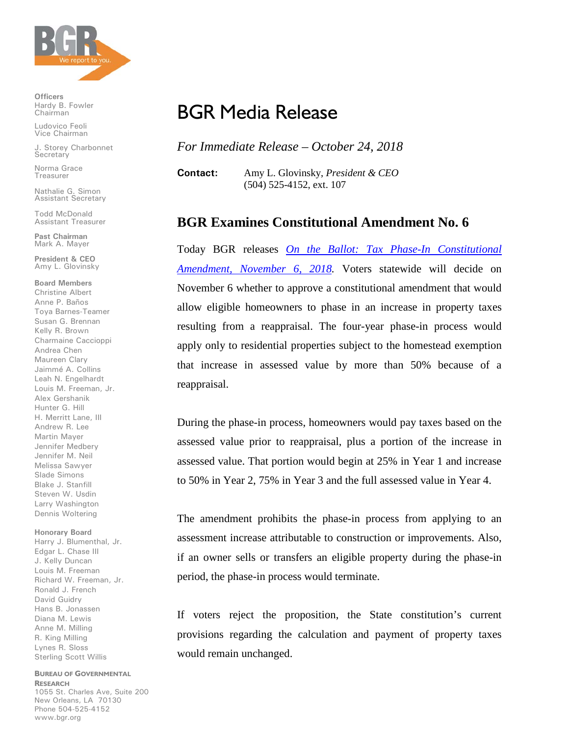BGR

We report to you.

**Officers**
Hardy B. Fowler
Chairman

Ludovico Feoli
Vice Chairman

J. Storey Charbonnet
Secretary

Norma Grace
Treasurer

Nathalie G. Simon
Assistant Secretary

Todd McDonald
Assistant Treasurer

**Past Chairman**
Mark A. Mayer

**President & CEO**
Amy L. Glovinsky

**Board Members**
Christine Albert
Anne P. Baños
Toya Barnes-Teamer
Susan G. Brennan
Kelly R. Brown
Charmaine Caccioppi
Andrea Chen
Maureen Clary
Jaimmé A. Collins
Leah N. Engelhardt
Louis M. Freeman, Jr.
Alex Gershanik
Hunter G. Hill
H. Merritt Lane, III
Andrew R. Lee
Martin Mayer
Jennifer Medbery
Jennifer M. Neil
Melissa Sawyer
Slade Simons
Blake J. Stanfill
Steven W. Usdin
Larry Washington
Dennis Woltering

**Honorary Board**
Harry J. Blumenthal, Jr.
Edgar L. Chase III
J. Kelly Duncan
Louis M. Freeman
Richard W. Freeman, Jr.
Ronald J. French
David Guidry
Hans B. Jonassen
Diana M. Lewis
Anne M. Milling
R. King Milling
Lynes R. Sloss
Sterling Scott Willis

**BUREAU OF GOVERNMENTAL RESEARCH**
1055 St. Charles Ave, Suite 200
New Orleans, LA 70130
Phone 504-525-4152
www.bgr.org

# BGR Media Release

*For Immediate Release – October 24, 2018*

**Contact:** Amy L. Glovinsky, *President & CEO*
(504) 525-4152, ext. 107

## BGR Examines Constitutional Amendment No. 6

Today BGR releases *On the Ballot: Tax Phase-In Constitutional Amendment, November 6, 2018*. Voters statewide will decide on November 6 whether to approve a constitutional amendment that would allow eligible homeowners to phase in an increase in property taxes resulting from a reappraisal. The four-year phase-in process would apply only to residential properties subject to the homestead exemption that increase in assessed value by more than 50% because of a reappraisal.

During the phase-in process, homeowners would pay taxes based on the assessed value prior to reappraisal, plus a portion of the increase in assessed value. That portion would begin at 25% in Year 1 and increase to 50% in Year 2, 75% in Year 3 and the full assessed value in Year 4.

The amendment prohibits the phase-in process from applying to an assessment increase attributable to construction or improvements. Also, if an owner sells or transfers an eligible property during the phase-in period, the phase-in process would terminate.

If voters reject the proposition, the State constitution's current provisions regarding the calculation and payment of property taxes would remain unchanged.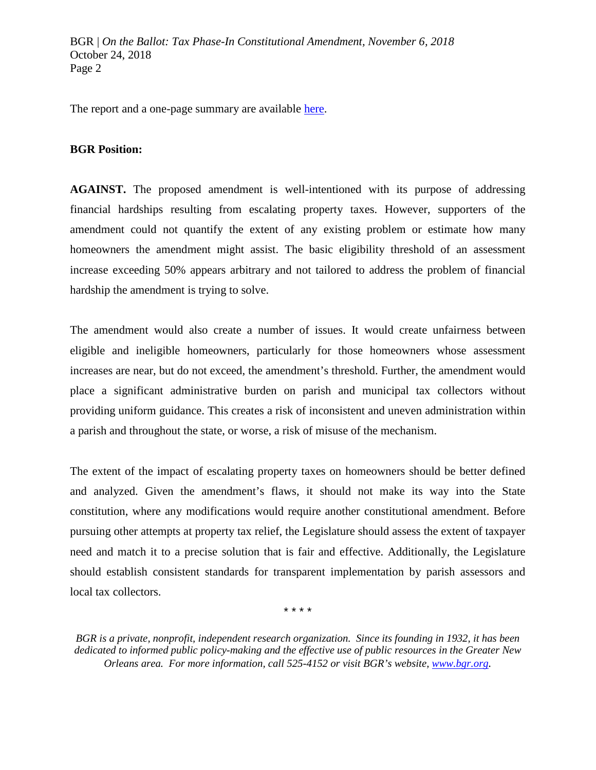The report and a one-page summary are available [here](#).

**BGR Position:**

**AGAINST.** The proposed amendment is well-intentioned with its purpose of addressing financial hardships resulting from escalating property taxes. However, supporters of the amendment could not quantify the extent of any existing problem or estimate how many homeowners the amendment might assist. The basic eligibility threshold of an assessment increase exceeding 50% appears arbitrary and not tailored to address the problem of financial hardship the amendment is trying to solve.

The amendment would also create a number of issues. It would create unfairness between eligible and ineligible homeowners, particularly for those homeowners whose assessment increases are near, but do not exceed, the amendment's threshold. Further, the amendment would place a significant administrative burden on parish and municipal tax collectors without providing uniform guidance. This creates a risk of inconsistent and uneven administration within a parish and throughout the state, or worse, a risk of misuse of the mechanism.

The extent of the impact of escalating property taxes on homeowners should be better defined and analyzed. Given the amendment's flaws, it should not make its way into the State constitution, where any modifications would require another constitutional amendment. Before pursuing other attempts at property tax relief, the Legislature should assess the extent of taxpayer need and match it to a precise solution that is fair and effective. Additionally, the Legislature should establish consistent standards for transparent implementation by parish assessors and local tax collectors.

\* \* \* \*

*BGR is a private, nonprofit, independent research organization. Since its founding in 1932, it has been dedicated to informed public policy-making and the effective use of public resources in the Greater New Orleans area. For more information, call 525-4152 or visit BGR's website, [www.bgr.org](http://www.bgr.org).*